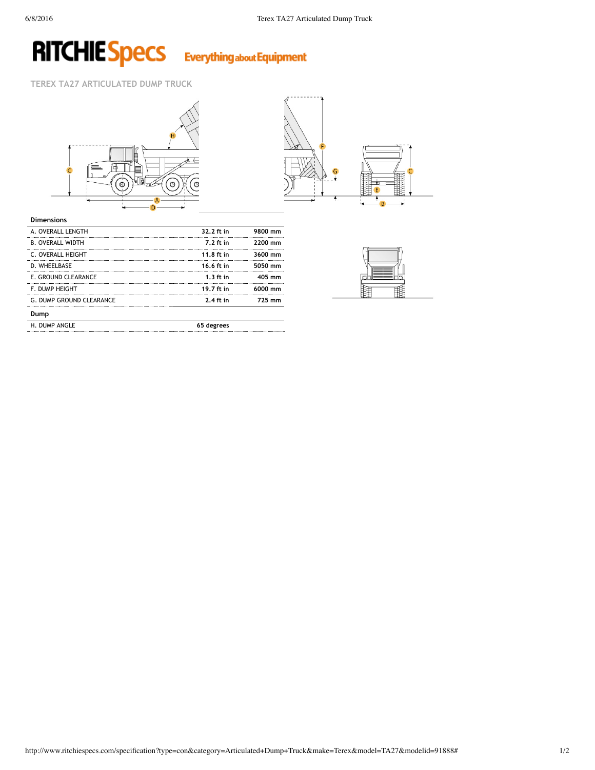RITCHIE Specs Everything about Equipment

## TEREX TA27 ARTICULATED DUMP TRUCK

### Dimensions

| | | |
|---|---|---|
| A. OVERALL LENGTH | 32.2 ft in | 9800 mm |
| B. OVERALL WIDTH | 7.2 ft in | 2200 mm |
| C. OVERALL HEIGHT | 11.8 ft in | 3600 mm |
| D. WHEELBASE | 16.6 ft in | 5050 mm |
| E. GROUND CLEARANCE | 1.3 ft in | 405 mm |
| F. DUMP HEIGHT | 19.7 ft in | 6000 mm |
| G. DUMP GROUND CLEARANCE | 2.4 ft in | 725 mm |

### Dump

| | |
|---|---|
| H. DUMP ANGLE | 65 degrees |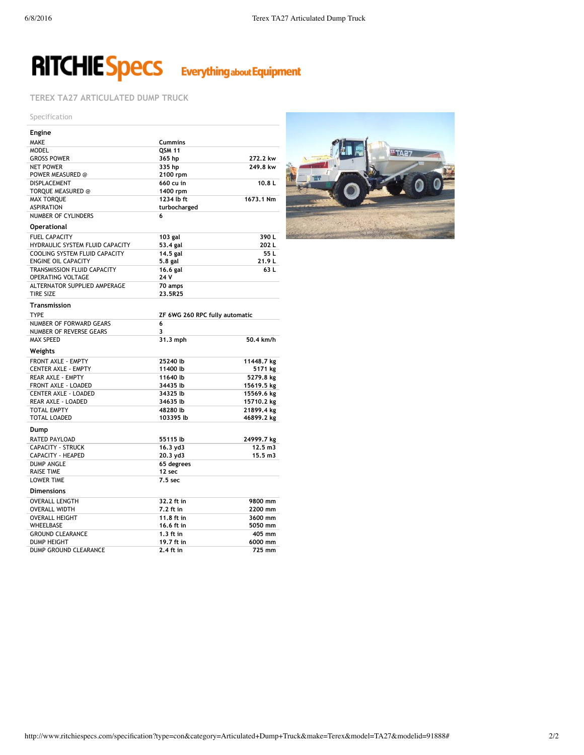# RITCHIE Specs Everything about Equipment

## TEREX TA27 ARTICULATED DUMP TRUCK

Specification

### Engine

| | | |
|---|---|---|
| MAKE | Cummins | |
| MODEL | QSM 11 | |
| GROSS POWER | 365 hp | 272.2 kw |
| NET POWER | 335 hp | 249.8 kw |
| POWER MEASURED @ | 2100 rpm | |
| DISPLACEMENT | 660 cu in | 10.8 L |
| TORQUE MEASURED @ | 1400 rpm | |
| MAX TORQUE | 1234 lb ft | 1673.1 Nm |
| ASPIRATION | turbocharged | |
| NUMBER OF CYLINDERS | 6 | |

### Operational

| | | |
|---|---|---|
| FUEL CAPACITY | 103 gal | 390 L |
| HYDRAULIC SYSTEM FLUID CAPACITY | 53.4 gal | 202 L |
| COOLING SYSTEM FLUID CAPACITY | 14.5 gal | 55 L |
| ENGINE OIL CAPACITY | 5.8 gal | 21.9 L |
| TRANSMISSION FLUID CAPACITY | 16.6 gal | 63 L |
| OPERATING VOLTAGE | 24 V | |
| ALTERNATOR SUPPLIED AMPERAGE | 70 amps | |
| TIRE SIZE | 23.5R25 | |

### Transmission

| | | |
|---|---|---|
| TYPE | ZF 6WG 260 RPC fully automatic | |
| NUMBER OF FORWARD GEARS | 6 | |
| NUMBER OF REVERSE GEARS | 3 | |
| MAX SPEED | 31.3 mph | 50.4 km/h |

### Weights

| | | |
|---|---|---|
| FRONT AXLE - EMPTY | 25240 lb | 11448.7 kg |
| CENTER AXLE - EMPTY | 11400 lb | 5171 kg |
| REAR AXLE - EMPTY | 11640 lb | 5279.8 kg |
| FRONT AXLE - LOADED | 34435 lb | 15619.5 kg |
| CENTER AXLE - LOADED | 34325 lb | 15569.6 kg |
| REAR AXLE - LOADED | 34635 lb | 15710.2 kg |
| TOTAL EMPTY | 48280 lb | 21899.4 kg |
| TOTAL LOADED | 103395 lb | 46899.2 kg |

### Dump

| | | |
|---|---|---|
| RATED PAYLOAD | 55115 lb | 24999.7 kg |
| CAPACITY - STRUCK | 16.3 yd3 | 12.5 m3 |
| CAPACITY - HEAPED | 20.3 yd3 | 15.5 m3 |
| DUMP ANGLE | 65 degrees | |
| RAISE TIME | 12 sec | |
| LOWER TIME | 7.5 sec | |

### Dimensions

| | | |
|---|---|---|
| OVERALL LENGTH | 32.2 ft in | 9800 mm |
| OVERALL WIDTH | 7.2 ft in | 2200 mm |
| OVERALL HEIGHT | 11.8 ft in | 3600 mm |
| WHEELBASE | 16.6 ft in | 5050 mm |
| GROUND CLEARANCE | 1.3 ft in | 405 mm |
| DUMP HEIGHT | 19.7 ft in | 6000 mm |
| DUMP GROUND CLEARANCE | 2.4 ft in | 725 mm |